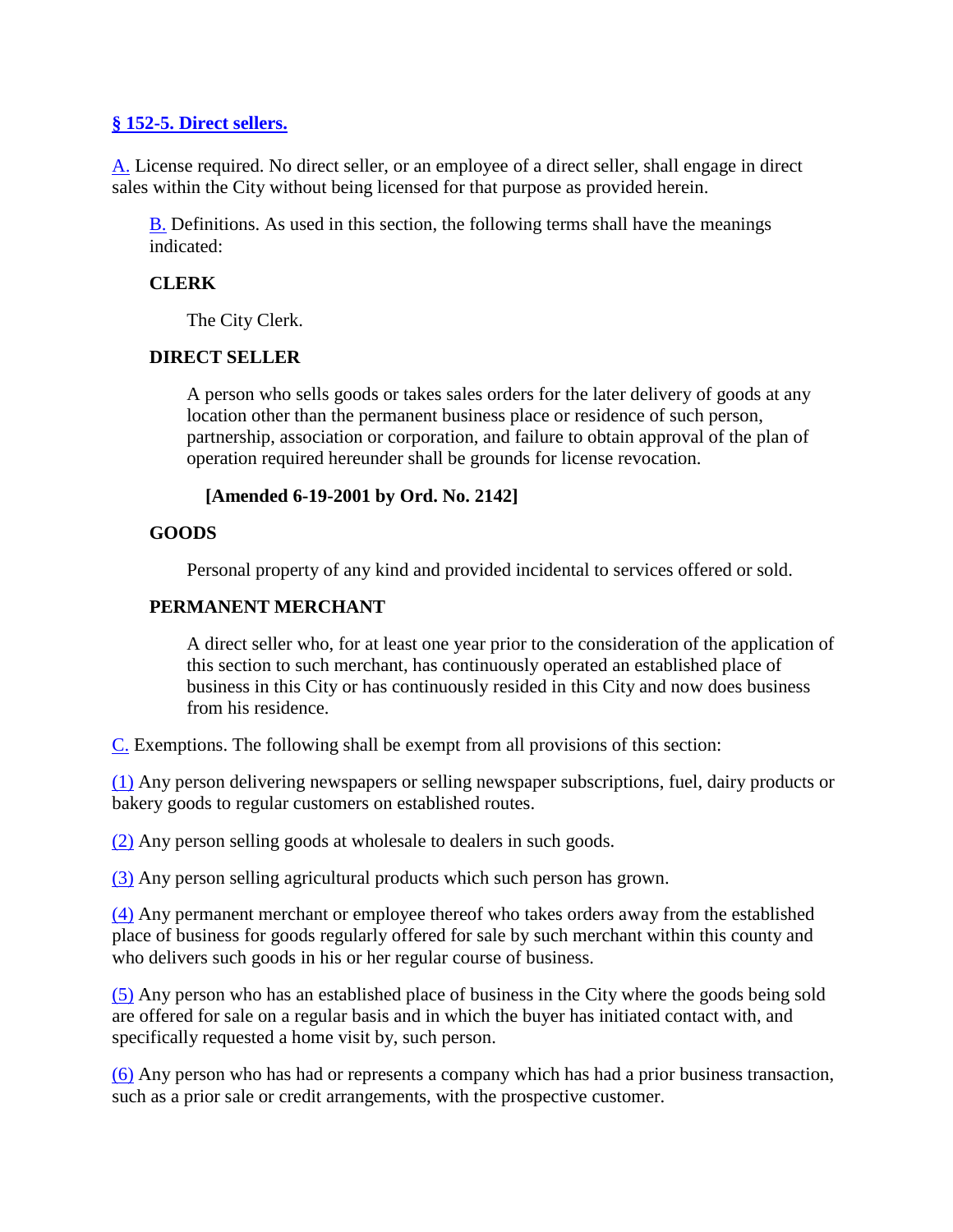## § 152-5. Direct sellers.

A. License required. No direct seller, or an employee of a direct seller, shall engage in direct sales within the City without being licensed for that purpose as provided herein.

B. Definitions. As used in this section, the following terms shall have the meanings indicated:

**CLERK**

The City Clerk.

**DIRECT SELLER**

A person who sells goods or takes sales orders for the later delivery of goods at any location other than the permanent business place or residence of such person, partnership, association or corporation, and failure to obtain approval of the plan of operation required hereunder shall be grounds for license revocation.

**[Amended 6-19-2001 by Ord. No. 2142]**

**GOODS**

Personal property of any kind and provided incidental to services offered or sold.

**PERMANENT MERCHANT**

A direct seller who, for at least one year prior to the consideration of the application of this section to such merchant, has continuously operated an established place of business in this City or has continuously resided in this City and now does business from his residence.

C. Exemptions. The following shall be exempt from all provisions of this section:

(1) Any person delivering newspapers or selling newspaper subscriptions, fuel, dairy products or bakery goods to regular customers on established routes.

(2) Any person selling goods at wholesale to dealers in such goods.

(3) Any person selling agricultural products which such person has grown.

(4) Any permanent merchant or employee thereof who takes orders away from the established place of business for goods regularly offered for sale by such merchant within this county and who delivers such goods in his or her regular course of business.

(5) Any person who has an established place of business in the City where the goods being sold are offered for sale on a regular basis and in which the buyer has initiated contact with, and specifically requested a home visit by, such person.

(6) Any person who has had or represents a company which has had a prior business transaction, such as a prior sale or credit arrangements, with the prospective customer.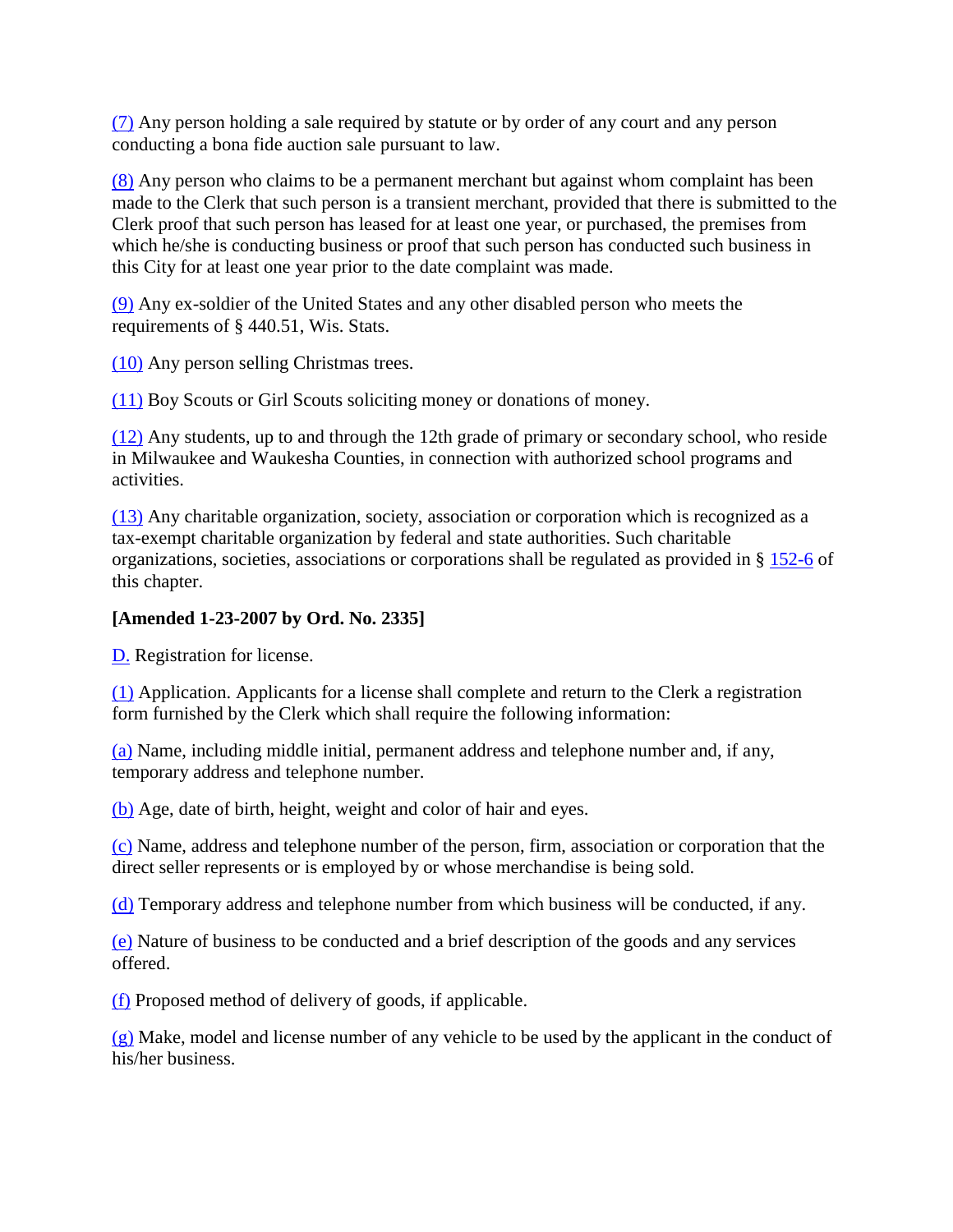(7) Any person holding a sale required by statute or by order of any court and any person conducting a bona fide auction sale pursuant to law.

(8) Any person who claims to be a permanent merchant but against whom complaint has been made to the Clerk that such person is a transient merchant, provided that there is submitted to the Clerk proof that such person has leased for at least one year, or purchased, the premises from which he/she is conducting business or proof that such person has conducted such business in this City for at least one year prior to the date complaint was made.

(9) Any ex-soldier of the United States and any other disabled person who meets the requirements of § 440.51, Wis. Stats.

(10) Any person selling Christmas trees.

(11) Boy Scouts or Girl Scouts soliciting money or donations of money.

(12) Any students, up to and through the 12th grade of primary or secondary school, who reside in Milwaukee and Waukesha Counties, in connection with authorized school programs and activities.

(13) Any charitable organization, society, association or corporation which is recognized as a tax-exempt charitable organization by federal and state authorities. Such charitable organizations, societies, associations or corporations shall be regulated as provided in § 152-6 of this chapter.

**[Amended 1-23-2007 by Ord. No. 2335]**

D. Registration for license.

(1) Application. Applicants for a license shall complete and return to the Clerk a registration form furnished by the Clerk which shall require the following information:

(a) Name, including middle initial, permanent address and telephone number and, if any, temporary address and telephone number.

(b) Age, date of birth, height, weight and color of hair and eyes.

(c) Name, address and telephone number of the person, firm, association or corporation that the direct seller represents or is employed by or whose merchandise is being sold.

(d) Temporary address and telephone number from which business will be conducted, if any.

(e) Nature of business to be conducted and a brief description of the goods and any services offered.

(f) Proposed method of delivery of goods, if applicable.

(g) Make, model and license number of any vehicle to be used by the applicant in the conduct of his/her business.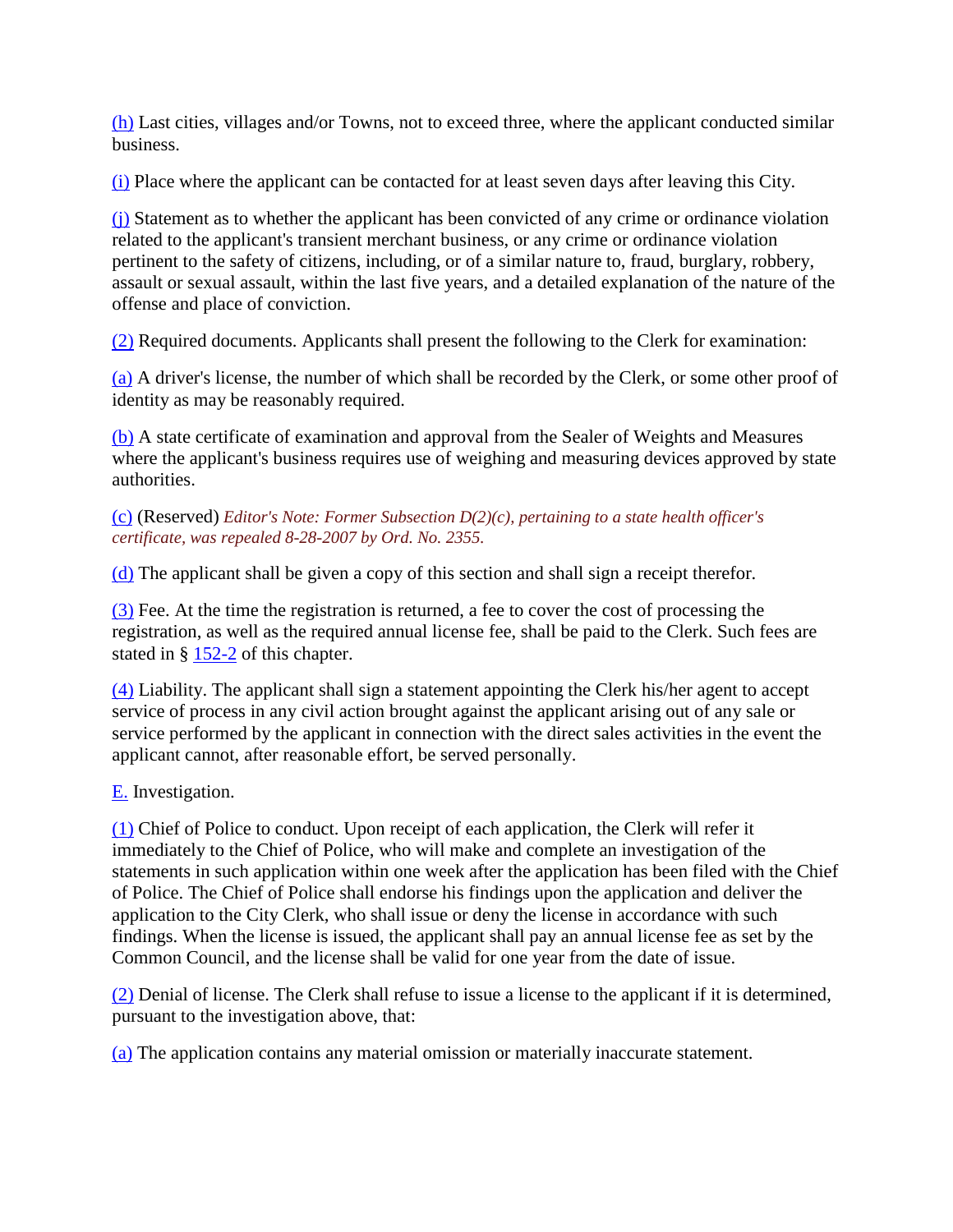(h) Last cities, villages and/or Towns, not to exceed three, where the applicant conducted similar business.

(i) Place where the applicant can be contacted for at least seven days after leaving this City.

(j) Statement as to whether the applicant has been convicted of any crime or ordinance violation related to the applicant's transient merchant business, or any crime or ordinance violation pertinent to the safety of citizens, including, or of a similar nature to, fraud, burglary, robbery, assault or sexual assault, within the last five years, and a detailed explanation of the nature of the offense and place of conviction.

(2) Required documents. Applicants shall present the following to the Clerk for examination:

(a) A driver's license, the number of which shall be recorded by the Clerk, or some other proof of identity as may be reasonably required.

(b) A state certificate of examination and approval from the Sealer of Weights and Measures where the applicant's business requires use of weighing and measuring devices approved by state authorities.

(c) (Reserved) *Editor's Note: Former Subsection D(2)(c), pertaining to a state health officer's certificate, was repealed 8-28-2007 by Ord. No. 2355.*

(d) The applicant shall be given a copy of this section and shall sign a receipt therefor.

(3) Fee. At the time the registration is returned, a fee to cover the cost of processing the registration, as well as the required annual license fee, shall be paid to the Clerk. Such fees are stated in § 152-2 of this chapter.

(4) Liability. The applicant shall sign a statement appointing the Clerk his/her agent to accept service of process in any civil action brought against the applicant arising out of any sale or service performed by the applicant in connection with the direct sales activities in the event the applicant cannot, after reasonable effort, be served personally.

E. Investigation.

(1) Chief of Police to conduct. Upon receipt of each application, the Clerk will refer it immediately to the Chief of Police, who will make and complete an investigation of the statements in such application within one week after the application has been filed with the Chief of Police. The Chief of Police shall endorse his findings upon the application and deliver the application to the City Clerk, who shall issue or deny the license in accordance with such findings. When the license is issued, the applicant shall pay an annual license fee as set by the Common Council, and the license shall be valid for one year from the date of issue.

(2) Denial of license. The Clerk shall refuse to issue a license to the applicant if it is determined, pursuant to the investigation above, that:

(a) The application contains any material omission or materially inaccurate statement.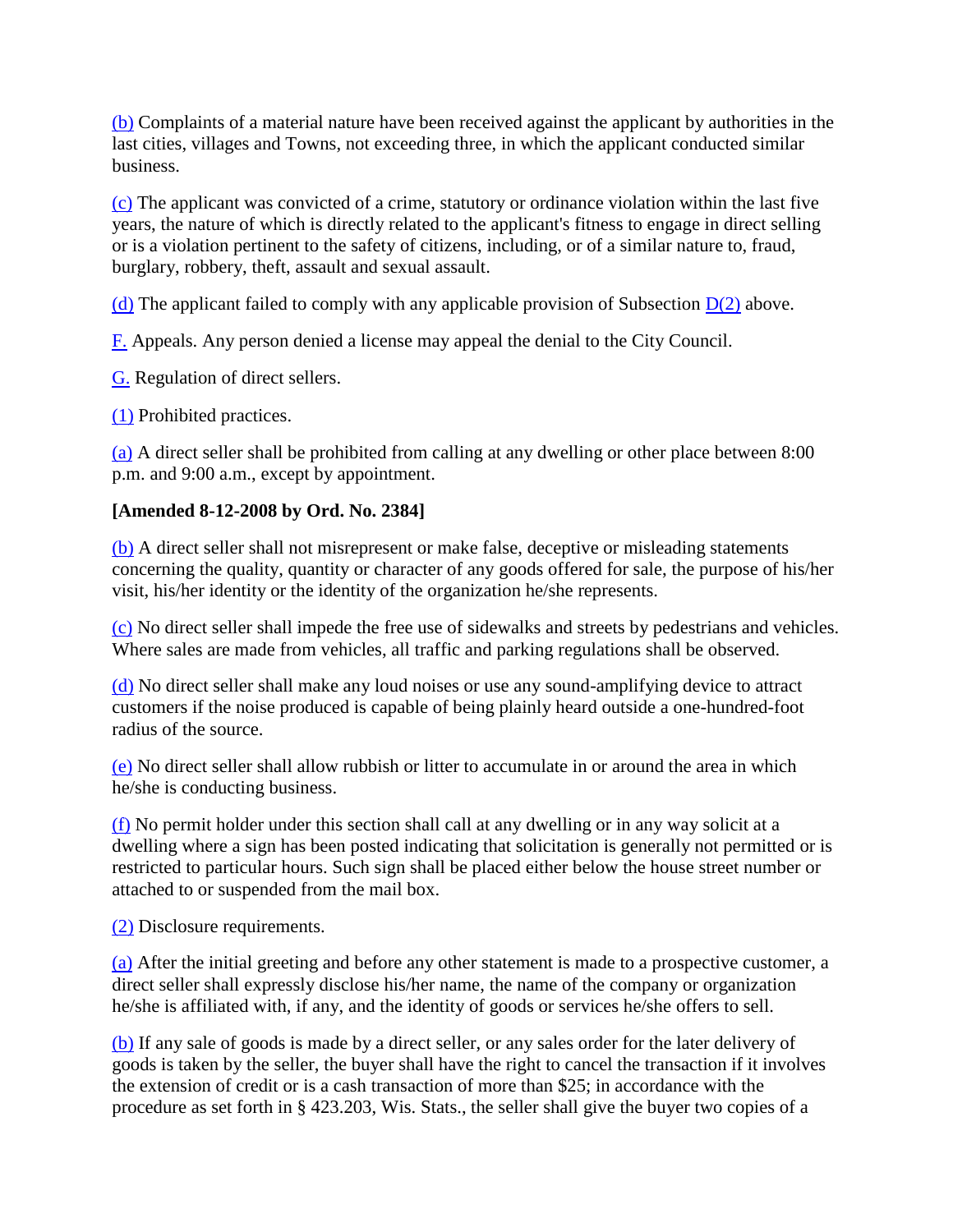(b) Complaints of a material nature have been received against the applicant by authorities in the last cities, villages and Towns, not exceeding three, in which the applicant conducted similar business.

(c) The applicant was convicted of a crime, statutory or ordinance violation within the last five years, the nature of which is directly related to the applicant's fitness to engage in direct selling or is a violation pertinent to the safety of citizens, including, or of a similar nature to, fraud, burglary, robbery, theft, assault and sexual assault.

(d) The applicant failed to comply with any applicable provision of Subsection D(2) above.

F. Appeals. Any person denied a license may appeal the denial to the City Council.

G. Regulation of direct sellers.

(1) Prohibited practices.

(a) A direct seller shall be prohibited from calling at any dwelling or other place between 8:00 p.m. and 9:00 a.m., except by appointment.

**[Amended 8-12-2008 by Ord. No. 2384]**

(b) A direct seller shall not misrepresent or make false, deceptive or misleading statements concerning the quality, quantity or character of any goods offered for sale, the purpose of his/her visit, his/her identity or the identity of the organization he/she represents.

(c) No direct seller shall impede the free use of sidewalks and streets by pedestrians and vehicles. Where sales are made from vehicles, all traffic and parking regulations shall be observed.

(d) No direct seller shall make any loud noises or use any sound-amplifying device to attract customers if the noise produced is capable of being plainly heard outside a one-hundred-foot radius of the source.

(e) No direct seller shall allow rubbish or litter to accumulate in or around the area in which he/she is conducting business.

(f) No permit holder under this section shall call at any dwelling or in any way solicit at a dwelling where a sign has been posted indicating that solicitation is generally not permitted or is restricted to particular hours. Such sign shall be placed either below the house street number or attached to or suspended from the mail box.

(2) Disclosure requirements.

(a) After the initial greeting and before any other statement is made to a prospective customer, a direct seller shall expressly disclose his/her name, the name of the company or organization he/she is affiliated with, if any, and the identity of goods or services he/she offers to sell.

(b) If any sale of goods is made by a direct seller, or any sales order for the later delivery of goods is taken by the seller, the buyer shall have the right to cancel the transaction if it involves the extension of credit or is a cash transaction of more than $25; in accordance with the procedure as set forth in § 423.203, Wis. Stats., the seller shall give the buyer two copies of a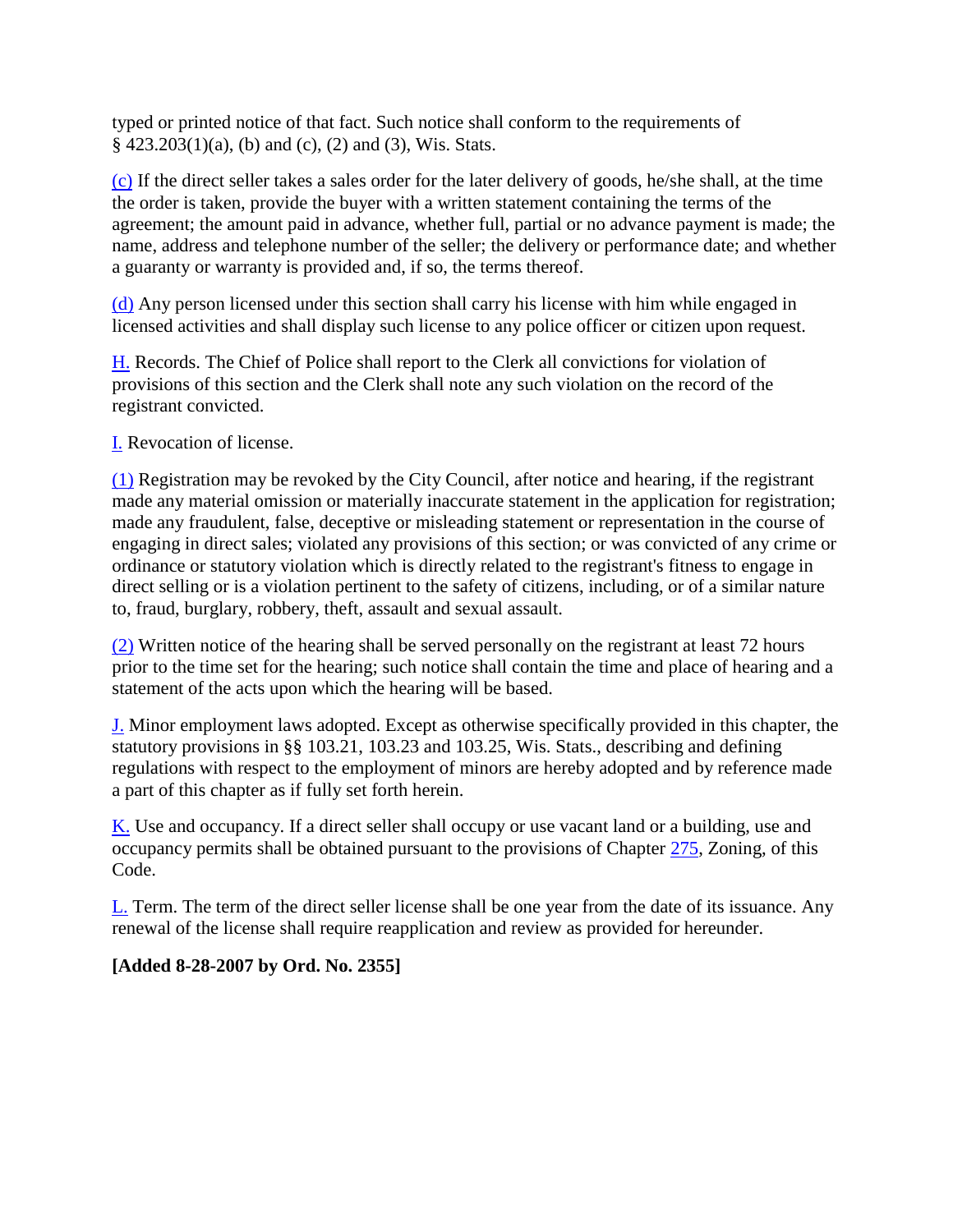typed or printed notice of that fact. Such notice shall conform to the requirements of § 423.203(1)(a), (b) and (c), (2) and (3), Wis. Stats.

(c) If the direct seller takes a sales order for the later delivery of goods, he/she shall, at the time the order is taken, provide the buyer with a written statement containing the terms of the agreement; the amount paid in advance, whether full, partial or no advance payment is made; the name, address and telephone number of the seller; the delivery or performance date; and whether a guaranty or warranty is provided and, if so, the terms thereof.

(d) Any person licensed under this section shall carry his license with him while engaged in licensed activities and shall display such license to any police officer or citizen upon request.

H. Records. The Chief of Police shall report to the Clerk all convictions for violation of provisions of this section and the Clerk shall note any such violation on the record of the registrant convicted.

I. Revocation of license.

(1) Registration may be revoked by the City Council, after notice and hearing, if the registrant made any material omission or materially inaccurate statement in the application for registration; made any fraudulent, false, deceptive or misleading statement or representation in the course of engaging in direct sales; violated any provisions of this section; or was convicted of any crime or ordinance or statutory violation which is directly related to the registrant's fitness to engage in direct selling or is a violation pertinent to the safety of citizens, including, or of a similar nature to, fraud, burglary, robbery, theft, assault and sexual assault.

(2) Written notice of the hearing shall be served personally on the registrant at least 72 hours prior to the time set for the hearing; such notice shall contain the time and place of hearing and a statement of the acts upon which the hearing will be based.

J. Minor employment laws adopted. Except as otherwise specifically provided in this chapter, the statutory provisions in §§ 103.21, 103.23 and 103.25, Wis. Stats., describing and defining regulations with respect to the employment of minors are hereby adopted and by reference made a part of this chapter as if fully set forth herein.

K. Use and occupancy. If a direct seller shall occupy or use vacant land or a building, use and occupancy permits shall be obtained pursuant to the provisions of Chapter 275, Zoning, of this Code.

L. Term. The term of the direct seller license shall be one year from the date of its issuance. Any renewal of the license shall require reapplication and review as provided for hereunder.

**[Added 8-28-2007 by Ord. No. 2355]**